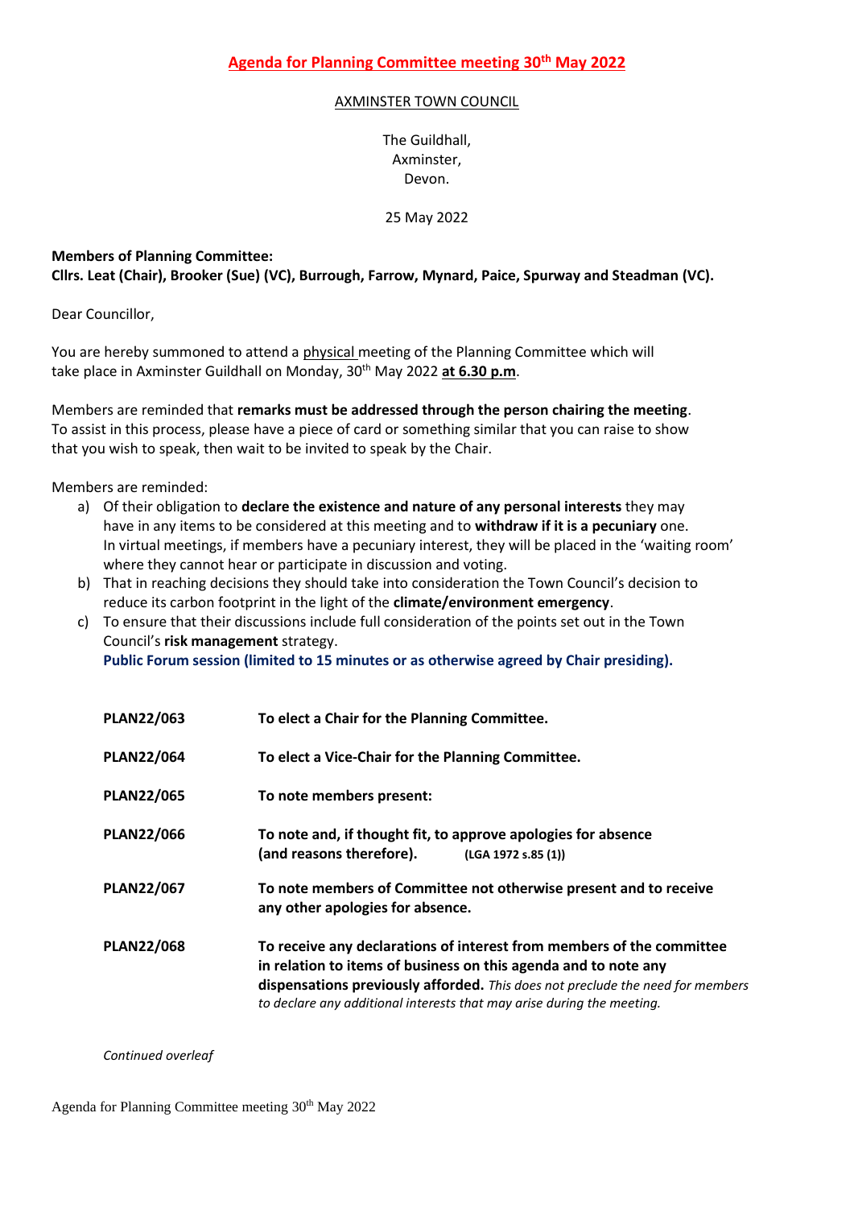# Agenda for Planning Committee meeting 30th May 2022

AXMINSTER TOWN COUNCIL

The Guildhall,
Axminster,
Devon.

25 May 2022

**Members of Planning Committee:**
**Cllrs. Leat (Chair), Brooker (Sue) (VC), Burrough, Farrow, Mynard, Paice, Spurway and Steadman (VC).**

Dear Councillor,

You are hereby summoned to attend a physical meeting of the Planning Committee which will take place in Axminster Guildhall on Monday, 30th May 2022 **at 6.30 p.m**.

Members are reminded that **remarks must be addressed through the person chairing the meeting**. To assist in this process, please have a piece of card or something similar that you can raise to show that you wish to speak, then wait to be invited to speak by the Chair.

Members are reminded:

a) Of their obligation to **declare the existence and nature of any personal interests** they may have in any items to be considered at this meeting and to **withdraw if it is a pecuniary** one. In virtual meetings, if members have a pecuniary interest, they will be placed in the 'waiting room' where they cannot hear or participate in discussion and voting.
b) That in reaching decisions they should take into consideration the Town Council's decision to reduce its carbon footprint in the light of the **climate/environment emergency**.
c) To ensure that their discussions include full consideration of the points set out in the Town Council's **risk management** strategy.
**Public Forum session (limited to 15 minutes or as otherwise agreed by Chair presiding).**

| | |
|---|---|
| **PLAN22/063** | **To elect a Chair for the Planning Committee.** |
| **PLAN22/064** | **To elect a Vice-Chair for the Planning Committee.** |
| **PLAN22/065** | **To note members present:** |
| **PLAN22/066** | **To note and, if thought fit, to approve apologies for absence (and reasons therefore).** **(LGA 1972 s.85 (1))** |
| **PLAN22/067** | **To note members of Committee not otherwise present and to receive any other apologies for absence.** |
| **PLAN22/068** | **To receive any declarations of interest from members of the committee in relation to items of business on this agenda and to note any dispensations previously afforded.** *This does not preclude the need for members to declare any additional interests that may arise during the meeting.* |

*Continued overleaf*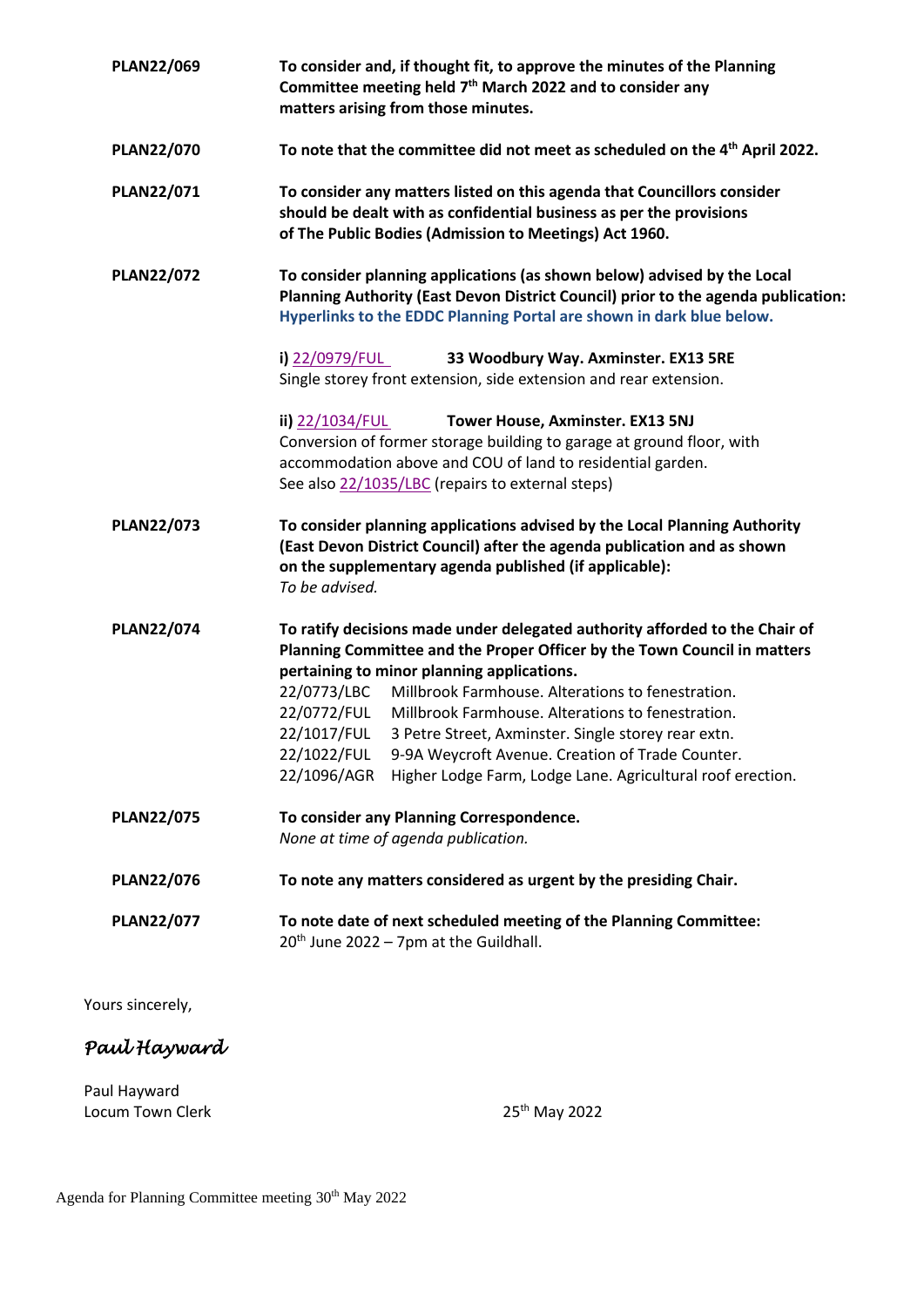**PLAN22/069** **To consider and, if thought fit, to approve the minutes of the Planning Committee meeting held 7th March 2022 and to consider any matters arising from those minutes.**

**PLAN22/070** **To note that the committee did not meet as scheduled on the 4th April 2022.**

**PLAN22/071** **To consider any matters listed on this agenda that Councillors consider should be dealt with as confidential business as per the provisions of The Public Bodies (Admission to Meetings) Act 1960.**

**PLAN22/072** **To consider planning applications (as shown below) advised by the Local Planning Authority (East Devon District Council) prior to the agenda publication:**
**Hyperlinks to the EDDC Planning Portal are shown in dark blue below.**

**i)** 22/0979/FUL **33 Woodbury Way. Axminster. EX13 5RE**
Single storey front extension, side extension and rear extension.

**ii)** 22/1034/FUL **Tower House, Axminster. EX13 5NJ**
Conversion of former storage building to garage at ground floor, with accommodation above and COU of land to residential garden.
See also 22/1035/LBC (repairs to external steps)

**PLAN22/073** **To consider planning applications advised by the Local Planning Authority (East Devon District Council) after the agenda publication and as shown on the supplementary agenda published (if applicable):**
*To be advised.*

**PLAN22/074** **To ratify decisions made under delegated authority afforded to the Chair of Planning Committee and the Proper Officer by the Town Council in matters pertaining to minor planning applications.**

| | |
|---|---|
| 22/0773/LBC | Millbrook Farmhouse. Alterations to fenestration. |
| 22/0772/FUL | Millbrook Farmhouse. Alterations to fenestration. |
| 22/1017/FUL | 3 Petre Street, Axminster. Single storey rear extn. |
| 22/1022/FUL | 9-9A Weycroft Avenue. Creation of Trade Counter. |
| 22/1096/AGR | Higher Lodge Farm, Lodge Lane. Agricultural roof erection. |

**PLAN22/075** **To consider any Planning Correspondence.**
*None at time of agenda publication.*

**PLAN22/076** **To note any matters considered as urgent by the presiding Chair.**

**PLAN22/077** **To note date of next scheduled meeting of the Planning Committee:**
20th June 2022 – 7pm at the Guildhall.

Yours sincerely,

*Paul Hayward*

Paul Hayward
Locum Town Clerk

25th May 2022

Agenda for Planning Committee meeting 30th May 2022